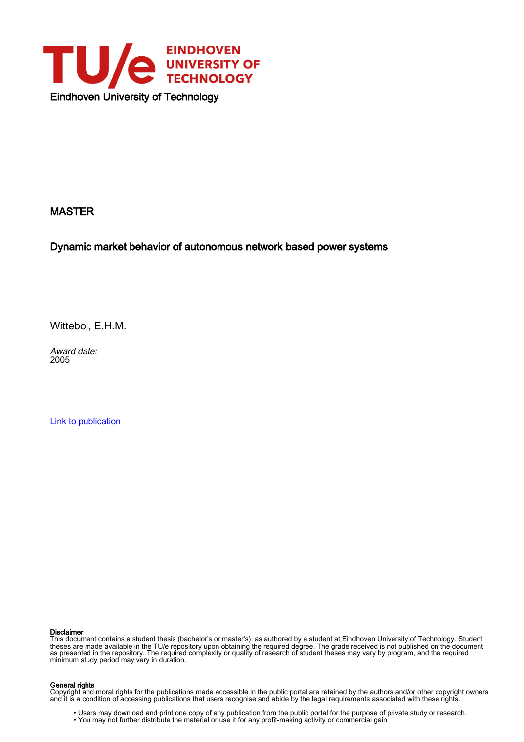Eindhoven University of Technology

MASTER

# Dynamic market behavior of autonomous network based power systems

Wittebol, E.H.M.

*Award date:*
2005

Link to publication

**Disclaimer**
This document contains a student thesis (bachelor's or master's), as authored by a student at Eindhoven University of Technology. Student theses are made available in the TU/e repository upon obtaining the required degree. The grade received is not published on the document as presented in the repository. The required complexity or quality of research of student theses may vary by program, and the required minimum study period may vary in duration.

**General rights**
Copyright and moral rights for the publications made accessible in the public portal are retained by the authors and/or other copyright owners and it is a condition of accessing publications that users recognise and abide by the legal requirements associated with these rights.

- Users may download and print one copy of any publication from the public portal for the purpose of private study or research.
- You may not further distribute the material or use it for any profit-making activity or commercial gain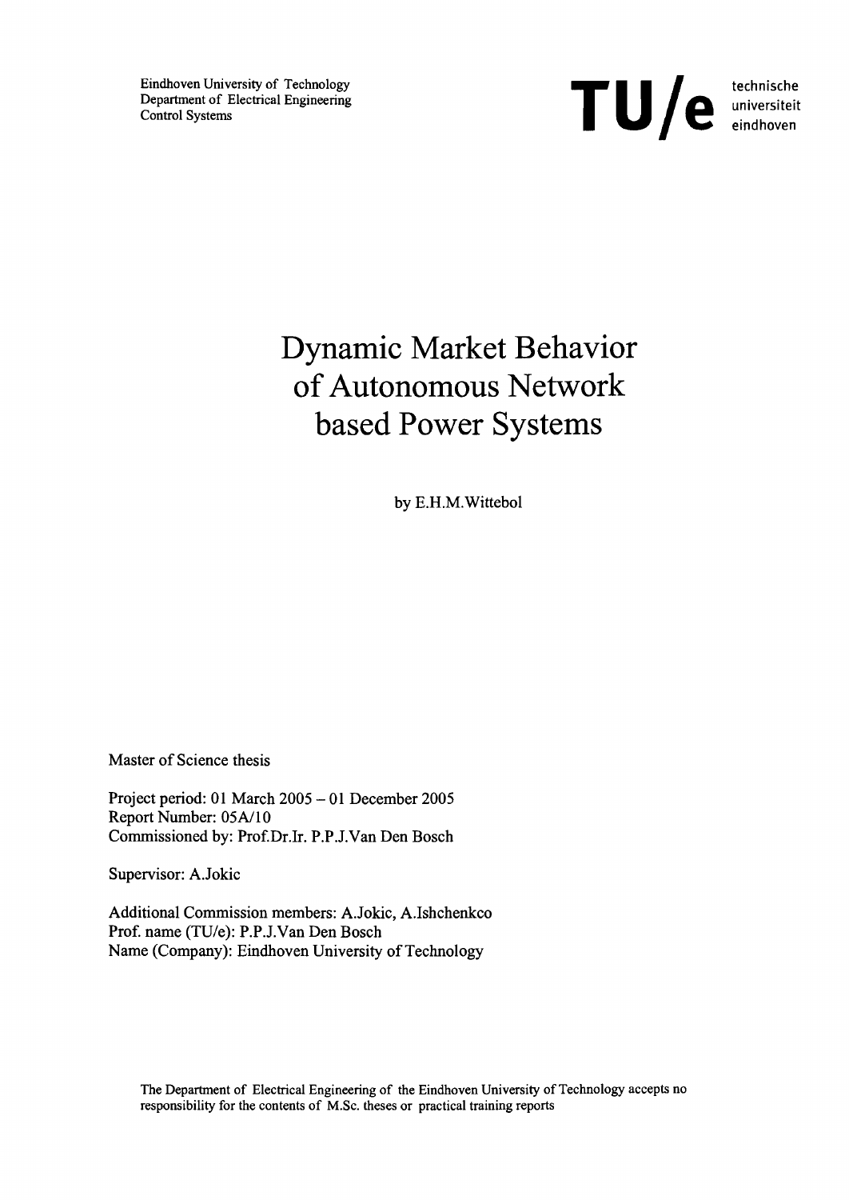Eindhoven University of Technology
Department of Electrical Engineering
Control Systems

**TU/e** technische universiteit eindhoven

# Dynamic Market Behavior of Autonomous Network based Power Systems

by E.H.M.Wittebol

Master of Science thesis

Project period: 01 March 2005 – 01 December 2005
Report Number: 05A/10
Commissioned by: Prof.Dr.Ir. P.P.J.Van Den Bosch

Supervisor: A.Jokic

Additional Commission members: A.Jokic, A.Ishchenkco
Prof. name (TU/e): P.P.J.Van Den Bosch
Name (Company): Eindhoven University of Technology

The Department of Electrical Engineering of the Eindhoven University of Technology accepts no responsibility for the contents of M.Sc. theses or practical training reports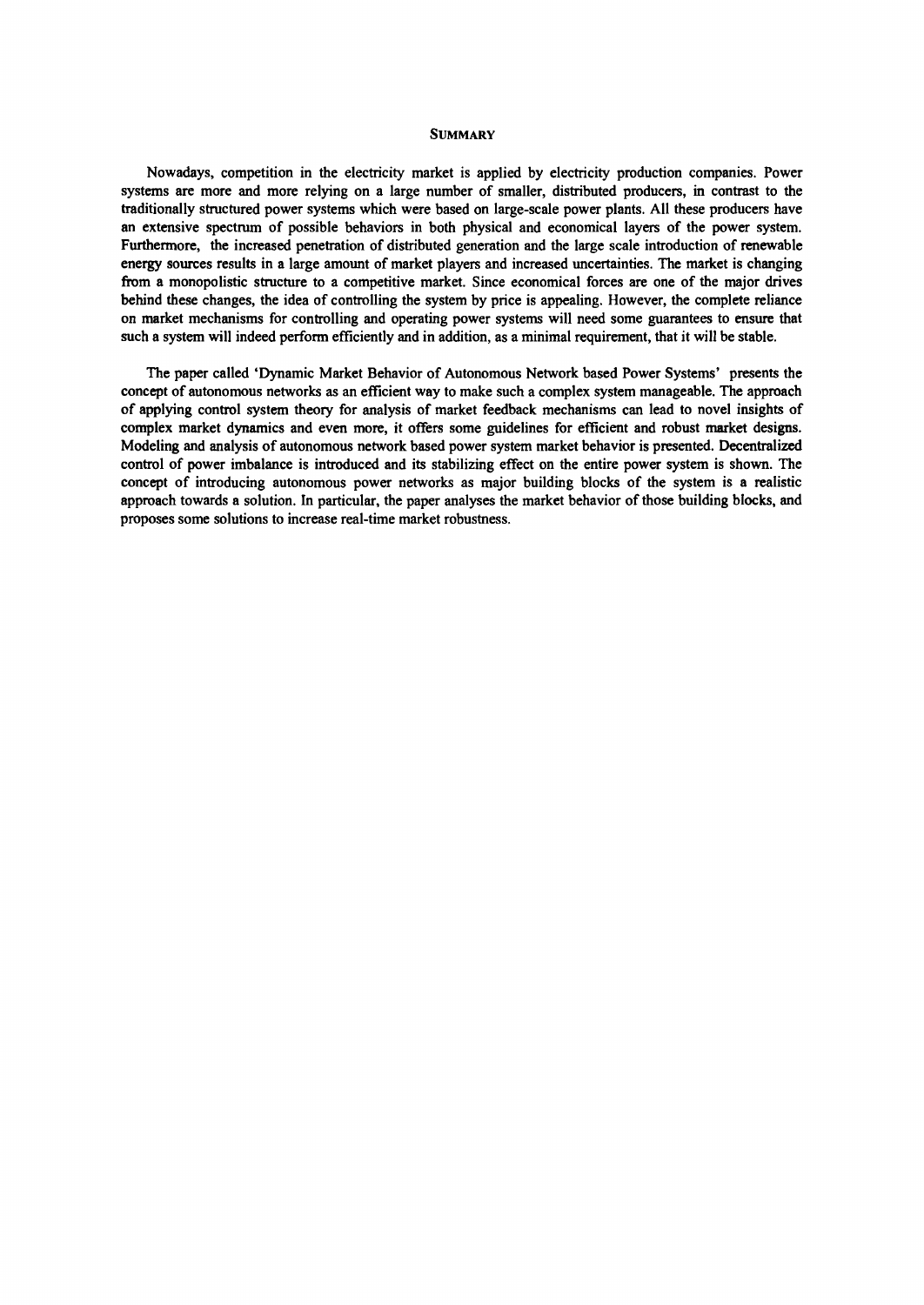## SUMMARY

Nowadays, competition in the electricity market is applied by electricity production companies. Power systems are more and more relying on a large number of smaller, distributed producers, in contrast to the traditionally structured power systems which were based on large-scale power plants. All these producers have an extensive spectrum of possible behaviors in both physical and economical layers of the power system. Furthermore, the increased penetration of distributed generation and the large scale introduction of renewable energy sources results in a large amount of market players and increased uncertainties. The market is changing from a monopolistic structure to a competitive market. Since economical forces are one of the major drives behind these changes, the idea of controlling the system by price is appealing. However, the complete reliance on market mechanisms for controlling and operating power systems will need some guarantees to ensure that such a system will indeed perform efficiently and in addition, as a minimal requirement, that it will be stable.

The paper called 'Dynamic Market Behavior of Autonomous Network based Power Systems' presents the concept of autonomous networks as an efficient way to make such a complex system manageable. The approach of applying control system theory for analysis of market feedback mechanisms can lead to novel insights of complex market dynamics and even more, it offers some guidelines for efficient and robust market designs. Modeling and analysis of autonomous network based power system market behavior is presented. Decentralized control of power imbalance is introduced and its stabilizing effect on the entire power system is shown. The concept of introducing autonomous power networks as major building blocks of the system is a realistic approach towards a solution. In particular, the paper analyses the market behavior of those building blocks, and proposes some solutions to increase real-time market robustness.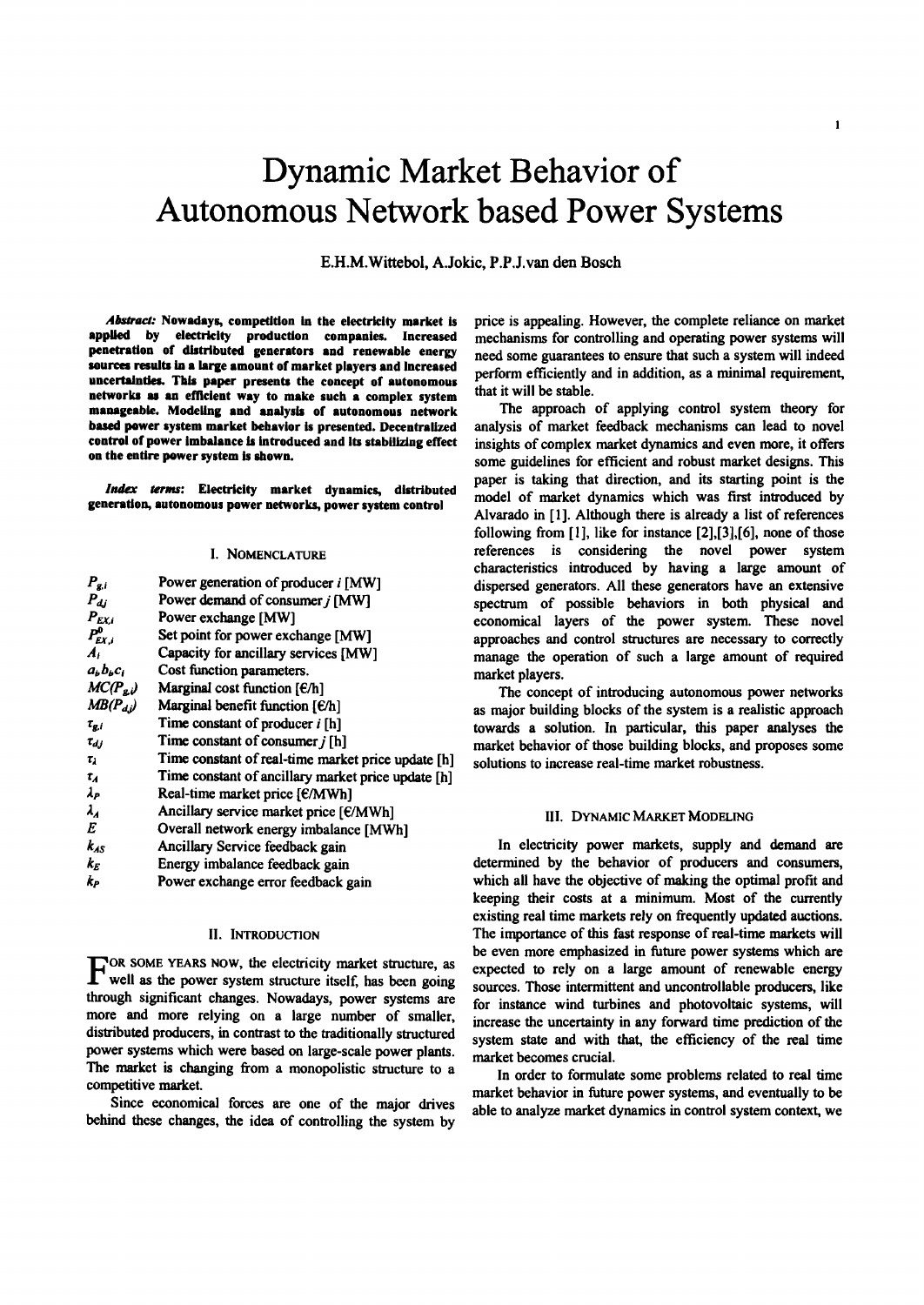# Dynamic Market Behavior of Autonomous Network based Power Systems

E.H.M.Wittebol, A.Jokic, P.P.J.van den Bosch

***Abstract:*** **Nowadays, competition in the electricity market is applied by electricity production companies. Increased penetration of distributed generators and renewable energy sources results in a large amount of market players and increased uncertainties. This paper presents the concept of autonomous networks as an efficient way to make such a complex system manageable. Modeling and analysis of autonomous network based power system market behavior is presented. Decentralized control of power imbalance is introduced and its stabilizing effect on the entire power system is shown.**

***Index terms:*** **Electricity market dynamics, distributed generation, autonomous power networks, power system control**

## I. Nomenclature

| | |
|---|---|
| $P_{g,i}$ | Power generation of producer $i$ [MW] |
| $P_{d,j}$ | Power demand of consumer $j$ [MW] |
| $P_{EX,i}$ | Power exchange [MW] |
| $P^0_{EX,i}$ | Set point for power exchange [MW] |
| $A_i$ | Capacity for ancillary services [MW] |
| $a_i, b_i, c_i$ | Cost function parameters. |
| $MC(P_{g,i})$ | Marginal cost function [€/h] |
| $MB(P_{d,j})$ | Marginal benefit function [€/h] |
| $\tau_{g,i}$ | Time constant of producer $i$ [h] |
| $\tau_{d,j}$ | Time constant of consumer $j$ [h] |
| $\tau_\lambda$ | Time constant of real-time market price update [h] |
| $\tau_A$ | Time constant of ancillary market price update [h] |
| $\lambda_P$ | Real-time market price [€/MWh] |
| $\lambda_A$ | Ancillary service market price [€/MWh] |
| $E$ | Overall network energy imbalance [MWh] |
| $k_{AS}$ | Ancillary Service feedback gain |
| $k_E$ | Energy imbalance feedback gain |
| $k_P$ | Power exchange error feedback gain |

## II. Introduction

For some years now, the electricity market structure, as well as the power system structure itself, has been going through significant changes. Nowadays, power systems are more and more relying on a large number of smaller, distributed producers, in contrast to the traditionally structured power systems which were based on large-scale power plants. The market is changing from a monopolistic structure to a competitive market.

Since economical forces are one of the major drives behind these changes, the idea of controlling the system by price is appealing. However, the complete reliance on market mechanisms for controlling and operating power systems will need some guarantees to ensure that such a system will indeed perform efficiently and in addition, as a minimal requirement, that it will be stable.

The approach of applying control system theory for analysis of market feedback mechanisms can lead to novel insights of complex market dynamics and even more, it offers some guidelines for efficient and robust market designs. This paper is taking that direction, and its starting point is the model of market dynamics which was first introduced by Alvarado in [1]. Although there is already a list of references following from [1], like for instance [2],[3],[6], none of those references is considering the novel power system characteristics introduced by having a large amount of dispersed generators. All these generators have an extensive spectrum of possible behaviors in both physical and economical layers of the power system. These novel approaches and control structures are necessary to correctly manage the operation of such a large amount of required market players.

The concept of introducing autonomous power networks as major building blocks of the system is a realistic approach towards a solution. In particular, this paper analyses the market behavior of those building blocks, and proposes some solutions to increase real-time market robustness.

## III. Dynamic Market Modeling

In electricity power markets, supply and demand are determined by the behavior of producers and consumers, which all have the objective of making the optimal profit and keeping their costs at a minimum. Most of the currently existing real time markets rely on frequently updated auctions. The importance of this fast response of real-time markets will be even more emphasized in future power systems which are expected to rely on a large amount of renewable energy sources. Those intermittent and uncontrollable producers, like for instance wind turbines and photovoltaic systems, will increase the uncertainty in any forward time prediction of the system state and with that, the efficiency of the real time market becomes crucial.

In order to formulate some problems related to real time market behavior in future power systems, and eventually to be able to analyze market dynamics in control system context, we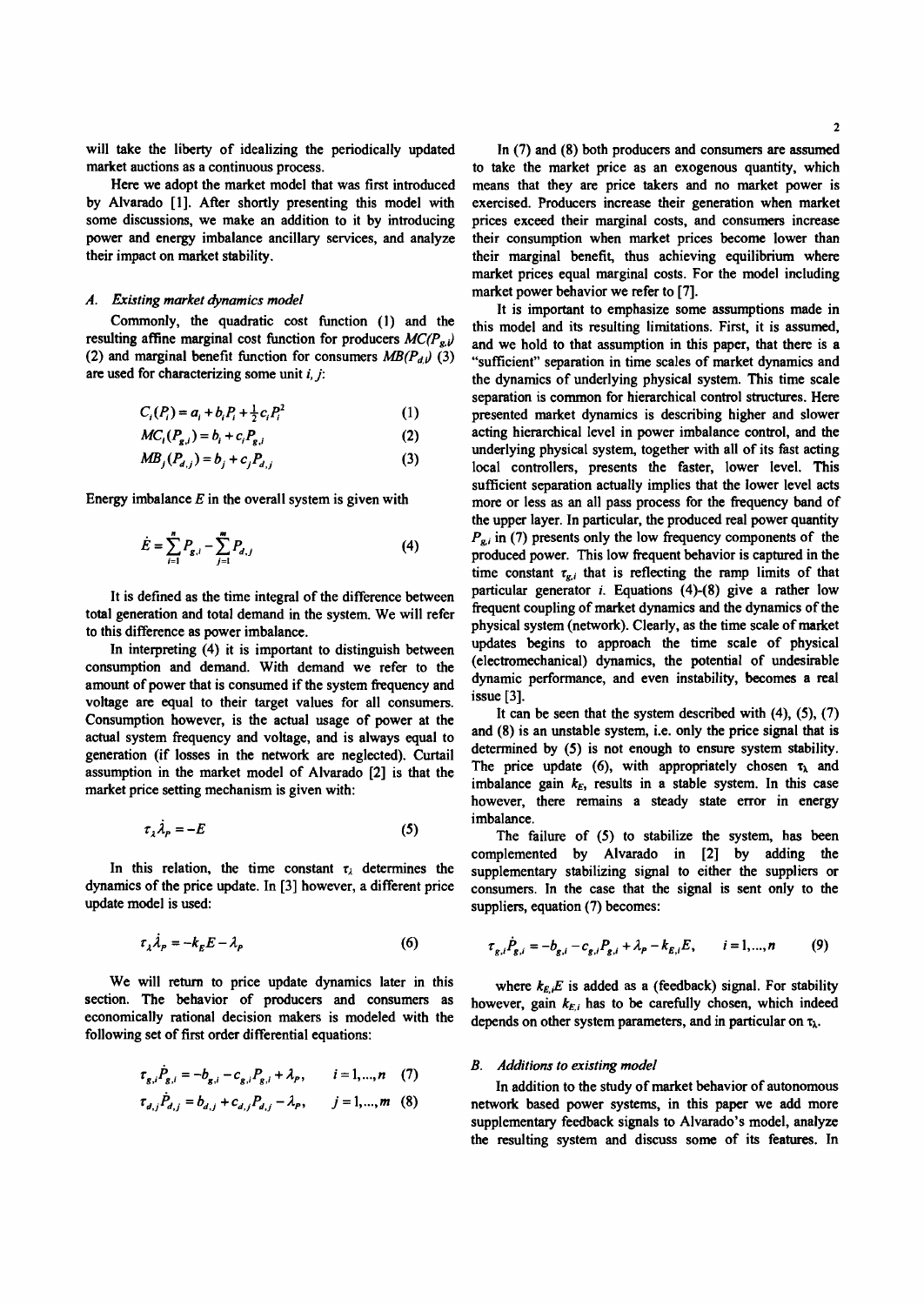will take the liberty of idealizing the periodically updated market auctions as a continuous process.

Here we adopt the market model that was first introduced by Alvarado [1]. After shortly presenting this model with some discussions, we make an addition to it by introducing power and energy imbalance ancillary services, and analyze their impact on market stability.

### *A. Existing market dynamics model*

Commonly, the quadratic cost function (1) and the resulting affine marginal cost function for producers $MC(P_{g,i})$ (2) and marginal benefit function for consumers $MB(P_{d,i})$ (3) are used for characterizing some unit $i, j$:

$$C_i(P_i) = a_i + b_i P_i + \tfrac{1}{2} c_i P_i^2 \quad (1)$$

$$MC_i(P_{g,i}) = b_i + c_i P_{g,i} \quad (2)$$

$$MB_j(P_{d,j}) = b_j + c_j P_{d,j} \quad (3)$$

Energy imbalance $E$ in the overall system is given with

$$\dot{E} = \sum_{i=1}^{n} P_{g,i} - \sum_{j=1}^{m} P_{d,j} \quad (4)$$

It is defined as the time integral of the difference between total generation and total demand in the system. We will refer to this difference as power imbalance.

In interpreting (4) it is important to distinguish between consumption and demand. With demand we refer to the amount of power that is consumed if the system frequency and voltage are equal to their target values for all consumers. Consumption however, is the actual usage of power at the actual system frequency and voltage, and is always equal to generation (if losses in the network are neglected). Curtail assumption in the market model of Alvarado [2] is that the market price setting mechanism is given with:

$$\tau_\lambda \dot{\lambda}_P = -E \quad (5)$$

In this relation, the time constant $\tau_\lambda$ determines the dynamics of the price update. In [3] however, a different price update model is used:

$$\tau_\lambda \dot{\lambda}_P = -k_E E - \lambda_P \quad (6)$$

We will return to price update dynamics later in this section. The behavior of producers and consumers as economically rational decision makers is modeled with the following set of first order differential equations:

$$\tau_{g,i} \dot{P}_{g,i} = -b_{g,i} - c_{g,i} P_{g,i} + \lambda_P, \qquad i = 1, \ldots, n \quad (7)$$

$$\tau_{d,j} \dot{P}_{d,j} = b_{d,j} + c_{d,j} P_{d,j} - \lambda_P, \qquad j = 1, \ldots, m \quad (8)$$

In (7) and (8) both producers and consumers are assumed to take the market price as an exogenous quantity, which means that they are price takers and no market power is exercised. Producers increase their generation when market prices exceed their marginal costs, and consumers increase their consumption when market prices become lower than their marginal benefit, thus achieving equilibrium where market prices equal marginal costs. For the model including market power behavior we refer to [7].

It is important to emphasize some assumptions made in this model and its resulting limitations. First, it is assumed, and we hold to that assumption in this paper, that there is a "sufficient" separation in time scales of market dynamics and the dynamics of underlying physical system. This time scale separation is common for hierarchical control structures. Here presented market dynamics is describing higher and slower acting hierarchical level in power imbalance control, and the underlying physical system, together with all of its fast acting local controllers, presents the faster, lower level. This sufficient separation actually implies that the lower level acts more or less as an all pass process for the frequency band of the upper layer. In particular, the produced real power quantity $P_{g,i}$ in (7) presents only the low frequency components of the produced power. This low frequent behavior is captured in the time constant $\tau_{g,i}$ that is reflecting the ramp limits of that particular generator $i$. Equations (4)-(8) give a rather low frequent coupling of market dynamics and the dynamics of the physical system (network). Clearly, as the time scale of market updates begins to approach the time scale of physical (electromechanical) dynamics, the potential of undesirable dynamic performance, and even instability, becomes a real issue [3].

It can be seen that the system described with (4), (5), (7) and (8) is an unstable system, i.e. only the price signal that is determined by (5) is not enough to ensure system stability. The price update (6), with appropriately chosen $\tau_\lambda$ and imbalance gain $k_E$, results in a stable system. In this case however, there remains a steady state error in energy imbalance.

The failure of (5) to stabilize the system, has been complemented by Alvarado in [2] by adding the supplementary stabilizing signal to either the suppliers or consumers. In the case that the signal is sent only to the suppliers, equation (7) becomes:

$$\tau_{g,i} \dot{P}_{g,i} = -b_{g,i} - c_{g,i} P_{g,i} + \lambda_P - k_{E,i} E, \qquad i = 1, \ldots, n \quad (9)$$

where $k_{E,i}E$ is added as a (feedback) signal. For stability however, gain $k_{E,i}$ has to be carefully chosen, which indeed depends on other system parameters, and in particular on $\tau_\lambda$.

### *B. Additions to existing model*

In addition to the study of market behavior of autonomous network based power systems, in this paper we add more supplementary feedback signals to Alvarado's model, analyze the resulting system and discuss some of its features. In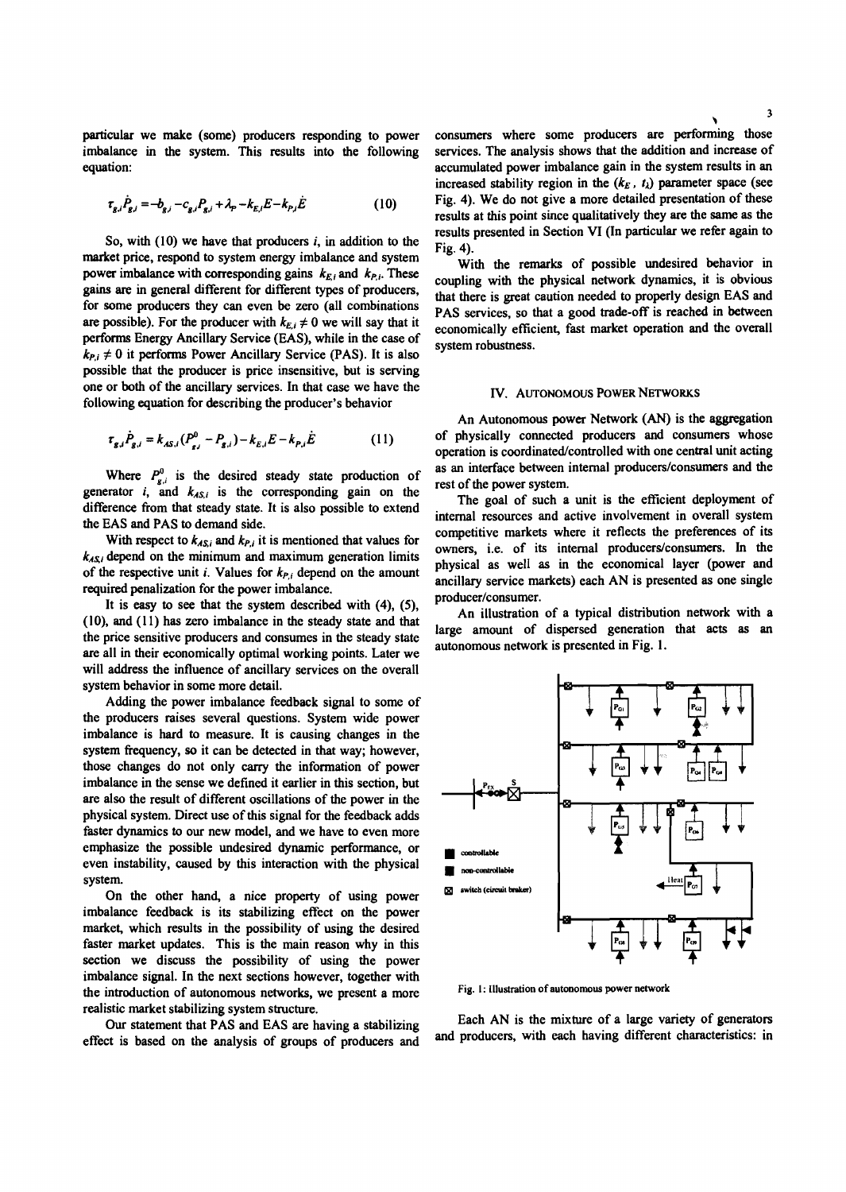particular we make (some) producers responding to power imbalance in the system. This results into the following equation:

$$\tau_{g,i}\dot{P}_{g,i} = -b_{g,i} - c_{g,i}P_{g,i} + \lambda_P - k_{E,i}E - k_{P,i}\dot{E} \qquad (10)$$

So, with (10) we have that producers $i$, in addition to the market price, respond to system energy imbalance and system power imbalance with corresponding gains $k_{E,i}$ and $k_{P,i}$. These gains are in general different for different types of producers, for some producers they can even be zero (all combinations are possible). For the producer with $k_{E,i} \neq 0$ we will say that it performs Energy Ancillary Service (EAS), while in the case of $k_{P,i} \neq 0$ it performs Power Ancillary Service (PAS). It is also possible that the producer is price insensitive, but is serving one or both of the ancillary services. In that case we have the following equation for describing the producer's behavior

$$\tau_{g,i}\dot{P}_{g,i} = k_{AS,i}(P^0_{g,i} - P_{g,i}) - k_{E,i}E - k_{P,i}\dot{E} \qquad (11)$$

Where $P^0_{g,i}$ is the desired steady state production of generator $i$, and $k_{AS,i}$ is the corresponding gain on the difference from that steady state. It is also possible to extend the EAS and PAS to demand side.

With respect to $k_{AS,i}$ and $k_{P,i}$ it is mentioned that values for $k_{AS,i}$ depend on the minimum and maximum generation limits of the respective unit $i$. Values for $k_{P,i}$ depend on the amount required penalization for the power imbalance.

It is easy to see that the system described with (4), (5), (10), and (11) has zero imbalance in the steady state and that the price sensitive producers and consumes in the steady state are all in their economically optimal working points. Later we will address the influence of ancillary services on the overall system behavior in some more detail.

Adding the power imbalance feedback signal to some of the producers raises several questions. System wide power imbalance is hard to measure. It is causing changes in the system frequency, so it can be detected in that way; however, those changes do not only carry the information of power imbalance in the sense we defined it earlier in this section, but are also the result of different oscillations of the power in the physical system. Direct use of this signal for the feedback adds faster dynamics to our new model, and we have to even more emphasize the possible undesired dynamic performance, or even instability, caused by this interaction with the physical system.

On the other hand, a nice property of using power imbalance feedback is its stabilizing effect on the power market, which results in the possibility of using the desired faster market updates. This is the main reason why in this section we discuss the possibility of using the power imbalance signal. In the next sections however, together with the introduction of autonomous networks, we present a more realistic market stabilizing system structure.

Our statement that PAS and EAS are having a stabilizing effect is based on the analysis of groups of producers and consumers where some producers are performing those services. The analysis shows that the addition and increase of accumulated power imbalance gain in the system results in an increased stability region in the ($k_E$, $t_i$) parameter space (see Fig. 4). We do not give a more detailed presentation of these results at this point since qualitatively they are the same as the results presented in Section VI (In particular we refer again to Fig. 4).

With the remarks of possible undesired behavior in coupling with the physical network dynamics, it is obvious that there is great caution needed to properly design EAS and PAS services, so that a good trade-off is reached in between economically efficient, fast market operation and the overall system robustness.

## IV. Autonomous Power Networks

An Autonomous power Network (AN) is the aggregation of physically connected producers and consumers whose operation is coordinated/controlled with one central unit acting as an interface between internal producers/consumers and the rest of the power system.

The goal of such a unit is the efficient deployment of internal resources and active involvement in overall system competitive markets where it reflects the preferences of its owners, i.e. of its internal producers/consumers. In the physical as well as in the economical layer (power and ancillary service markets) each AN is presented as one single producer/consumer.

An illustration of a typical distribution network with a large amount of dispersed generation that acts as an autonomous network is presented in Fig. 1.

Fig. 1: Illustration of autonomous power network

Each AN is the mixture of a large variety of generators and producers, with each having different characteristics: in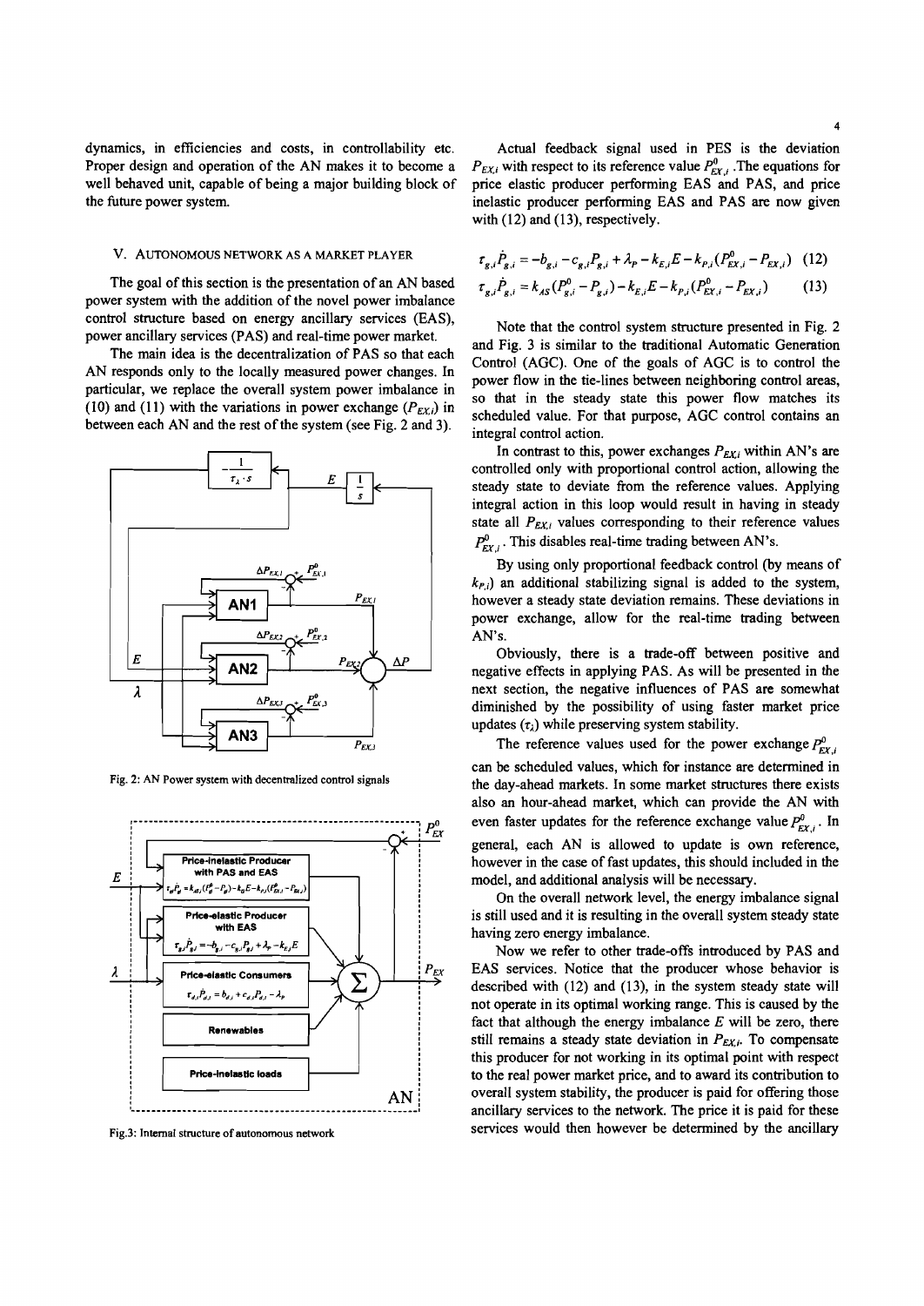dynamics, in efficiencies and costs, in controllability etc. Proper design and operation of the AN makes it to become a well behaved unit, capable of being a major building block of the future power system.

## V. Autonomous Network as a Market Player

The goal of this section is the presentation of an AN based power system with the addition of the novel power imbalance control structure based on energy ancillary services (EAS), power ancillary services (PAS) and real-time power market.

The main idea is the decentralization of PAS so that each AN responds only to the locally measured power changes. In particular, we replace the overall system power imbalance in (10) and (11) with the variations in power exchange ($P_{EX,i}$) in between each AN and the rest of the system (see Fig. 2 and 3).

Fig. 2: AN Power system with decentralized control signals

Fig.3: Internal structure of autonomous network

Actual feedback signal used in PES is the deviation $P_{EX,i}$ with respect to its reference value $P^0_{EX,i}$. The equations for price elastic producer performing EAS and PAS, and price inelastic producer performing EAS and PAS are now given with (12) and (13), respectively.

$$\tau_{g,i}\dot{P}_{g,i} = -b_{g,i} - c_{g,i}P_{g,i} + \lambda_P - k_{E,i}E - k_{P,i}(P^0_{EX,i} - P_{EX,i}) \quad (12)$$

$$\tau_{g,i}\dot{P}_{g,i} = k_{AS}(P^0_{g,i} - P_{g,i}) - k_{E,i}E - k_{P,i}(P^0_{EX,i} - P_{EX,i}) \quad (13)$$

Note that the control system structure presented in Fig. 2 and Fig. 3 is similar to the traditional Automatic Generation Control (AGC). One of the goals of AGC is to control the power flow in the tie-lines between neighboring control areas, so that in the steady state this power flow matches its scheduled value. For that purpose, AGC control contains an integral control action.

In contrast to this, power exchanges $P_{EX,i}$ within AN's are controlled only with proportional control action, allowing the steady state to deviate from the reference values. Applying integral action in this loop would result in having in steady state all $P_{EX,i}$ values corresponding to their reference values $P^0_{EX,i}$. This disables real-time trading between AN's.

By using only proportional feedback control (by means of $k_{P,i}$) an additional stabilizing signal is added to the system, however a steady state deviation remains. These deviations in power exchange, allow for the real-time trading between AN's.

Obviously, there is a trade-off between positive and negative effects in applying PAS. As will be presented in the next section, the negative influences of PAS are somewhat diminished by the possibility of using faster market price updates ($\tau_\lambda$) while preserving system stability.

The reference values used for the power exchange $P^0_{EX,i}$ can be scheduled values, which for instance are determined in the day-ahead markets. In some market structures there exists also an hour-ahead market, which can provide the AN with even faster updates for the reference exchange value $P^0_{EX,i}$. In general, each AN is allowed to update is own reference, however in the case of fast updates, this should included in the model, and additional analysis will be necessary.

On the overall network level, the energy imbalance signal is still used and it is resulting in the overall system steady state having zero energy imbalance.

Now we refer to other trade-offs introduced by PAS and EAS services. Notice that the producer whose behavior is described with (12) and (13), in the system steady state will not operate in its optimal working range. This is caused by the fact that although the energy imbalance $E$ will be zero, there still remains a steady state deviation in $P_{EX,i}$. To compensate this producer for not working in its optimal point with respect to the real power market price, and to award its contribution to overall system stability, the producer is paid for offering those ancillary services to the network. The price it is paid for these services would then however be determined by the ancillary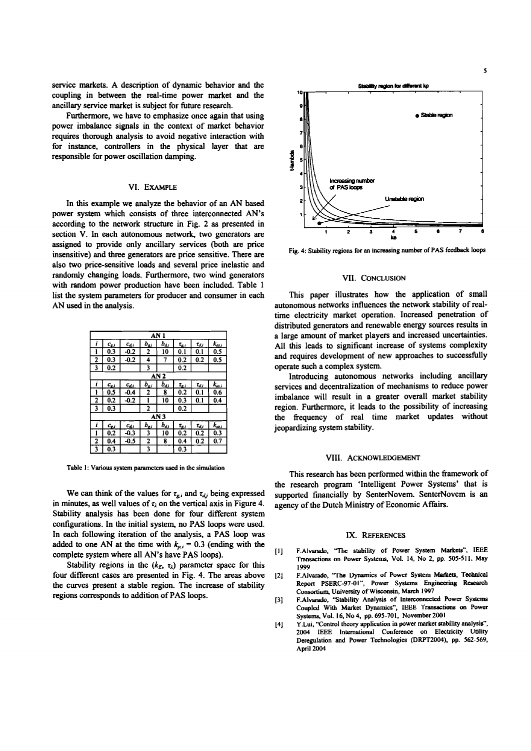service markets. A description of dynamic behavior and the coupling in between the real-time power market and the ancillary service market is subject for future research.

Furthermore, we have to emphasize once again that using power imbalance signals in the context of market behavior requires thorough analysis to avoid negative interaction with for instance, controllers in the physical layer that are responsible for power oscillation damping.

## VI. Example

In this example we analyze the behavior of an AN based power system which consists of three interconnected AN's according to the network structure in Fig. 2 as presented in section V. In each autonomous network, two generators are assigned to provide only ancillary services (both are price insensitive) and three generators are price sensitive. There are also two price-sensitive loads and several price inelastic and randomly changing loads. Furthermore, two wind generators with random power production have been included. Table 1 list the system parameters for producer and consumer in each AN used in the analysis.

| AN 1 | | | | | | | |
|---|---|---|---|---|---|---|---|
| $i$ | $c_{g,i}$ | $c_{d,i}$ | $b_{g,i}$ | $b_{d,i}$ | $\tau_{g,i}$ | $\tau_{d,i}$ | $k_{as,i}$ |
| 1 | 0.3 | -0.2 | 2 | 10 | 0.1 | 0.1 | 0.5 |
| 2 | 0.3 | -0.2 | 4 | 7 | 0.2 | 0.2 | 0.5 |
| 3 | 0.2 | | 3 | | 0.2 | | |
| **AN 2** | | | | | | | |
| $i$ | $c_{g,i}$ | $c_{d,i}$ | $b_{g,i}$ | $b_{d,i}$ | $\tau_{g,i}$ | $\tau_{d,i}$ | $k_{as,i}$ |
| 1 | 0.5 | -0.4 | 2 | 8 | 0.2 | 0.1 | 0.6 |
| 2 | 0.2 | -0.2 | 1 | 10 | 0.3 | 0.1 | 0.4 |
| 3 | 0.3 | | 2 | | 0.2 | | |
| **AN 3** | | | | | | | |
| $i$ | $c_{g,i}$ | $c_{d,i}$ | $b_{g,i}$ | $b_{d,i}$ | $\tau_{g,i}$ | $\tau_{d,i}$ | $k_{as,i}$ |
| 1 | 0.2 | -0.3 | 3 | 10 | 0.2 | 0.2 | 0.3 |
| 2 | 0.4 | -0.5 | 2 | 8 | 0.4 | 0.2 | 0.7 |
| 3 | 0.3 | | 3 | | 0.3 | | |

Table 1: Various system parameters used in the simulation

We can think of the values for $\tau_{g,i}$ and $\tau_{d,j}$ being expressed in minutes, as well values of $\tau_i$ on the vertical axis in Figure 4. Stability analysis has been done for four different system configurations. In the initial system, no PAS loops were used. In each following iteration of the analysis, a PAS loop was added to one AN at the time with $k_{p,i} = 0.3$ (ending with the complete system where all AN's have PAS loops).

Stability regions in the $(k_E, \tau_i)$ parameter space for this four different cases are presented in Fig. 4. The areas above the curves present a stable region. The increase of stability regions corresponds to addition of PAS loops.

Fig. 4: Stability regions for an increasing number of PAS feedback loops

## VII. Conclusion

This paper illustrates how the application of small autonomous networks influences the network stability of real-time electricity market operation. Increased penetration of distributed generators and renewable energy sources results in a large amount of market players and increased uncertainties. All this leads to significant increase of systems complexity and requires development of new approaches to successfully operate such a complex system.

Introducing autonomous networks including ancillary services and decentralization of mechanisms to reduce power imbalance will result in a greater overall market stability region. Furthermore, it leads to the possibility of increasing the frequency of real time market updates without jeopardizing system stability.

## VIII. Acknowledgement

This research has been performed within the framework of the research program 'Intelligent Power Systems' that is supported financially by SenterNovem. SenterNovem is an agency of the Dutch Ministry of Economic Affairs.

## IX. References

[1] F.Alvarado, "The stability of Power System Markets", IEEE Transactions on Power Systems, Vol. 14, No 2, pp. 505-511, May 1999

[2] F.Alvarado, "The Dynamics of Power System Markets, Technical Report PSERC-97-01", Power Systems Engineering Research Consortium, University of Wisconsin, March 1997

[3] F.Alvarado, "Stability Analysis of Interconnected Power Systems Coupled With Market Dynamics", IEEE Transactions on Power Systems, Vol. 16, No 4, pp. 695-701, November 2001

[4] Y.Lui, "Control theory application in power market stability analysis", 2004 IEEE International Conference on Electricity Utility Deregulation and Power Technologies (DRPT2004), pp. 562-569, April 2004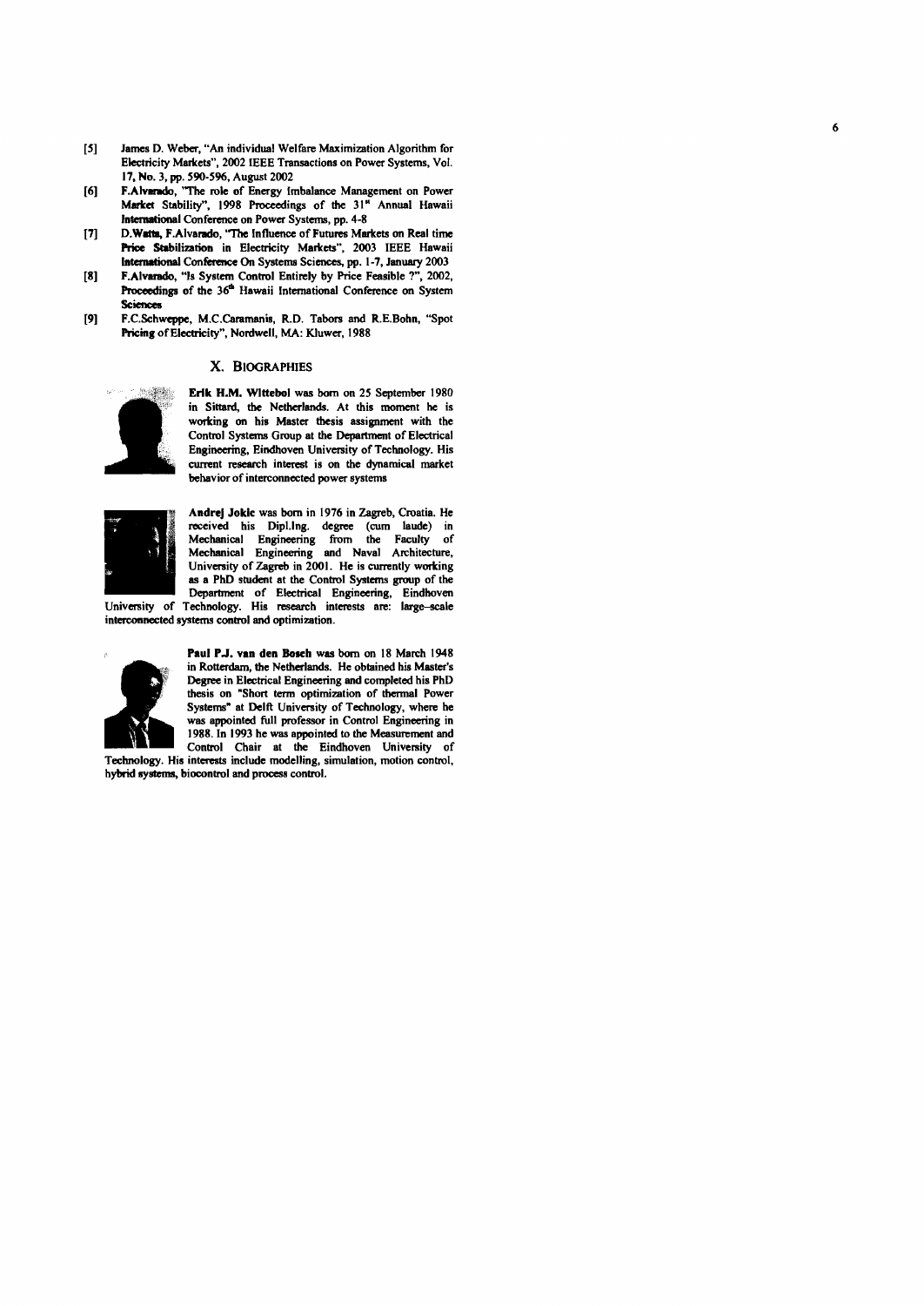[5] James D. Weber, "An individual Welfare Maximization Algorithm for Electricity Markets", 2002 IEEE Transactions on Power Systems, Vol. 17, No. 3, pp. 590-596, August 2002

[6] F.Alvarado, "The role of Energy Imbalance Management on Power Market Stability", 1998 Proceedings of the 31st Annual Hawaii International Conference on Power Systems, pp. 4-8

[7] D.Watts, F.Alvarado, "The Influence of Futures Markets on Real time Price Stabilization in Electricity Markets", 2003 IEEE Hawaii International Conference On Systems Sciences, pp. 1-7, January 2003

[8] F.Alvarado, "Is System Control Entirely by Price Feasible ?", 2002, Proceedings of the 36th Hawaii International Conference on System Sciences

[9] F.C.Schweppe, M.C.Caramanis, R.D. Tabors and R.E.Bohn, "Spot Pricing of Electricity", Nordwell, MA: Kluwer, 1988

## X. Biographies

**Erik H.M. Wittebol** was born on 25 September 1980 in Sittard, the Netherlands. At this moment he is working on his Master thesis assignment with the Control Systems Group at the Department of Electrical Engineering, Eindhoven University of Technology. His current research interest is on the dynamical market behavior of interconnected power systems

**Andrej Jokic** was born in 1976 in Zagreb, Croatia. He received his Dipl.Ing. degree (cum laude) in Mechanical Engineering from the Faculty of Mechanical Engineering and Naval Architecture, University of Zagreb in 2001. He is currently working as a PhD student at the Control Systems group of the Department of Electrical Engineering, Eindhoven University of Technology. His research interests are: large-scale interconnected systems control and optimization.

**Paul P.J. van den Bosch** was born on 18 March 1948 in Rotterdam, the Netherlands. He obtained his Master's Degree in Electrical Engineering and completed his PhD thesis on "Short term optimization of thermal Power Systems" at Delft University of Technology, where he was appointed full professor in Control Engineering in 1988. In 1993 he was appointed to the Measurement and Control Chair at the Eindhoven University of Technology. His interests include modelling, simulation, motion control, hybrid systems, biocontrol and process control.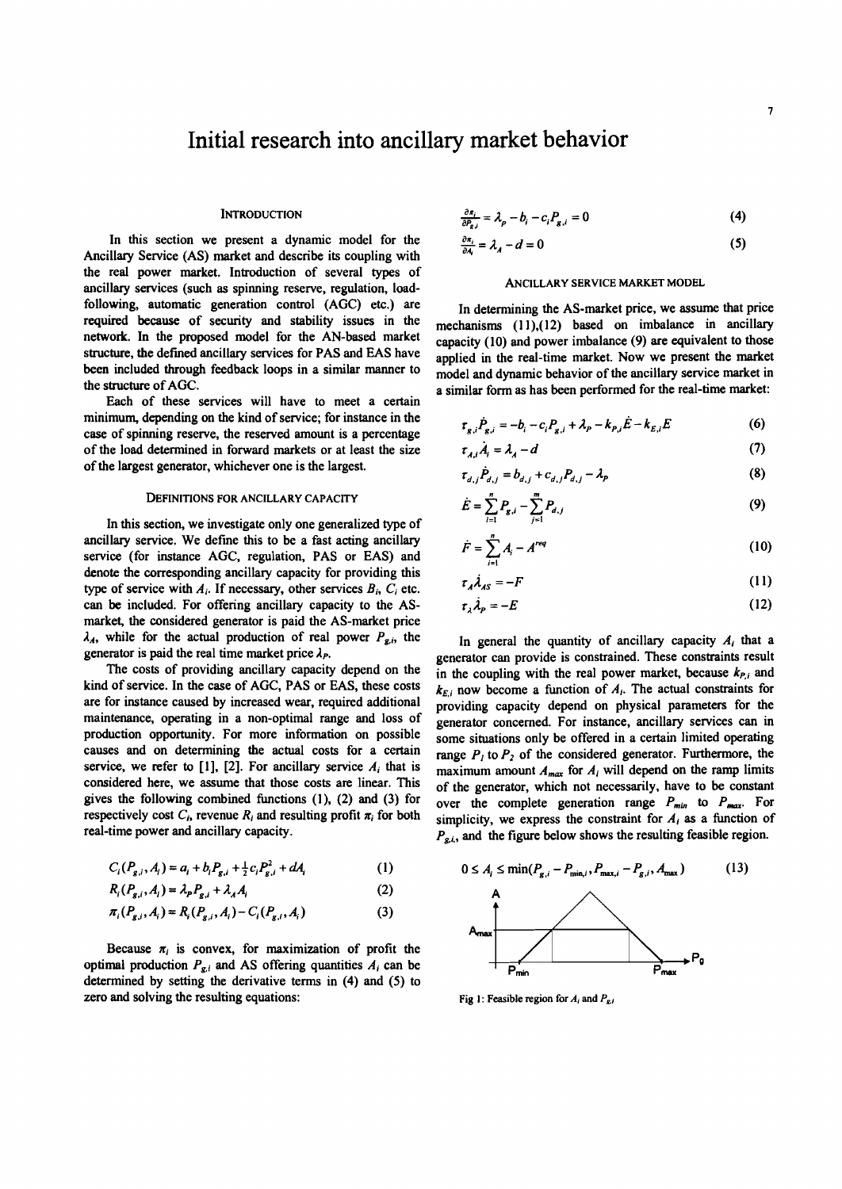# Initial research into ancillary market behavior

## Introduction

In this section we present a dynamic model for the Ancillary Service (AS) market and describe its coupling with the real power market. Introduction of several types of ancillary services (such as spinning reserve, regulation, load-following, automatic generation control (AGC) etc.) are required because of security and stability issues in the network. In the proposed model for the AN-based market structure, the defined ancillary services for PAS and EAS have been included through feedback loops in a similar manner to the structure of AGC.

Each of these services will have to meet a certain minimum, depending on the kind of service; for instance in the case of spinning reserve, the reserved amount is a percentage of the load determined in forward markets or at least the size of the largest generator, whichever one is the largest.

### Definitions for ancillary capacity

In this section, we investigate only one generalized type of ancillary service. We define this to be a fast acting ancillary service (for instance AGC, regulation, PAS or EAS) and denote the corresponding ancillary capacity for providing this type of service with $A_i$. If necessary, other services $B_i$, $C_i$ etc. can be included. For offering ancillary capacity to the AS-market, the considered generator is paid the AS-market price $\lambda_A$, while for the actual production of real power $P_{g,i}$, the generator is paid the real time market price $\lambda_P$.

The costs of providing ancillary capacity depend on the kind of service. In the case of AGC, PAS or EAS, these costs are for instance caused by increased wear, required additional maintenance, operating in a non-optimal range and loss of production opportunity. For more information on possible causes and on determining the actual costs for a certain service, we refer to [1], [2]. For ancillary service $A_i$ that is considered here, we assume that those costs are linear. This gives the following combined functions (1), (2) and (3) for respectively cost $C_i$, revenue $R_i$ and resulting profit $\pi_i$ for both real-time power and ancillary capacity.

$$C_i(P_{g,i}, A_i) = a_i + b_i P_{g,i} + \tfrac{1}{2} c_i P_{g,i}^2 + dA_i \tag{1}$$

$$R_i(P_{g,i}, A_i) = \lambda_P P_{g,i} + \lambda_A A_i \tag{2}$$

$$\pi_i(P_{g,i}, A_i) = R_i(P_{g,i}, A_i) - C_i(P_{g,i}, A_i) \tag{3}$$

Because $\pi_i$ is convex, for maximization of profit the optimal production $P_{g,i}$ and AS offering quantities $A_i$ can be determined by setting the derivative terms in (4) and (5) to zero and solving the resulting equations:

$$\frac{\partial \pi_i}{\partial P_{g,i}} = \lambda_P - b_i - c_i P_{g,i} = 0 \tag{4}$$

$$\frac{\partial \pi_i}{\partial A_i} = \lambda_A - d = 0 \tag{5}$$

### Ancillary service market model

In determining the AS-market price, we assume that price mechanisms (11),(12) based on imbalance in ancillary capacity (10) and power imbalance (9) are equivalent to those applied in the real-time market. Now we present the market model and dynamic behavior of the ancillary service market in a similar form as has been performed for the real-time market:

$$\tau_{g,i} \dot{P}_{g,i} = -b_i - c_i P_{g,i} + \lambda_P - k_{P,i} \dot{E} - k_{E,i} E \tag{6}$$

$$\tau_{A,i} \dot{A}_i = \lambda_A - d \tag{7}$$

$$\tau_{d,j} \dot{P}_{d,j} = b_{d,j} + c_{d,j} P_{d,j} - \lambda_P \tag{8}$$

$$\dot{E} = \sum_{i=1}^{n} P_{g,i} - \sum_{j=1}^{m} P_{d,j} \tag{9}$$

$$\dot{F} = \sum_{i=1}^{n} A_i - A^{req} \tag{10}$$

$$\tau_A \dot{\lambda}_{AS} = -F \tag{11}$$

$$\tau_\lambda \dot{\lambda}_P = -E \tag{12}$$

In general the quantity of ancillary capacity $A_i$ that a generator can provide is constrained. These constraints result in the coupling with the real power market, because $k_{P,i}$ and $k_{E,i}$ now become a function of $A_i$. The actual constraints for providing capacity depend on physical parameters for the generator concerned. For instance, ancillary services can in some situations only be offered in a certain limited operating range $P_1$ to $P_2$ of the considered generator. Furthermore, the maximum amount $A_{max}$ for $A_i$ will depend on the ramp limits of the generator, which not necessarily, have to be constant over the complete generation range $P_{min}$ to $P_{max}$. For simplicity, we express the constraint for $A_i$ as a function of $P_{g,i}$, and the figure below shows the resulting feasible region.

$$0 \le A_i \le \min(P_{g,i} - P_{\min,i}, P_{\max,i} - P_{g,i}, A_{\max}) \tag{13}$$

Fig 1: Feasible region for $A_i$ and $P_{g,i}$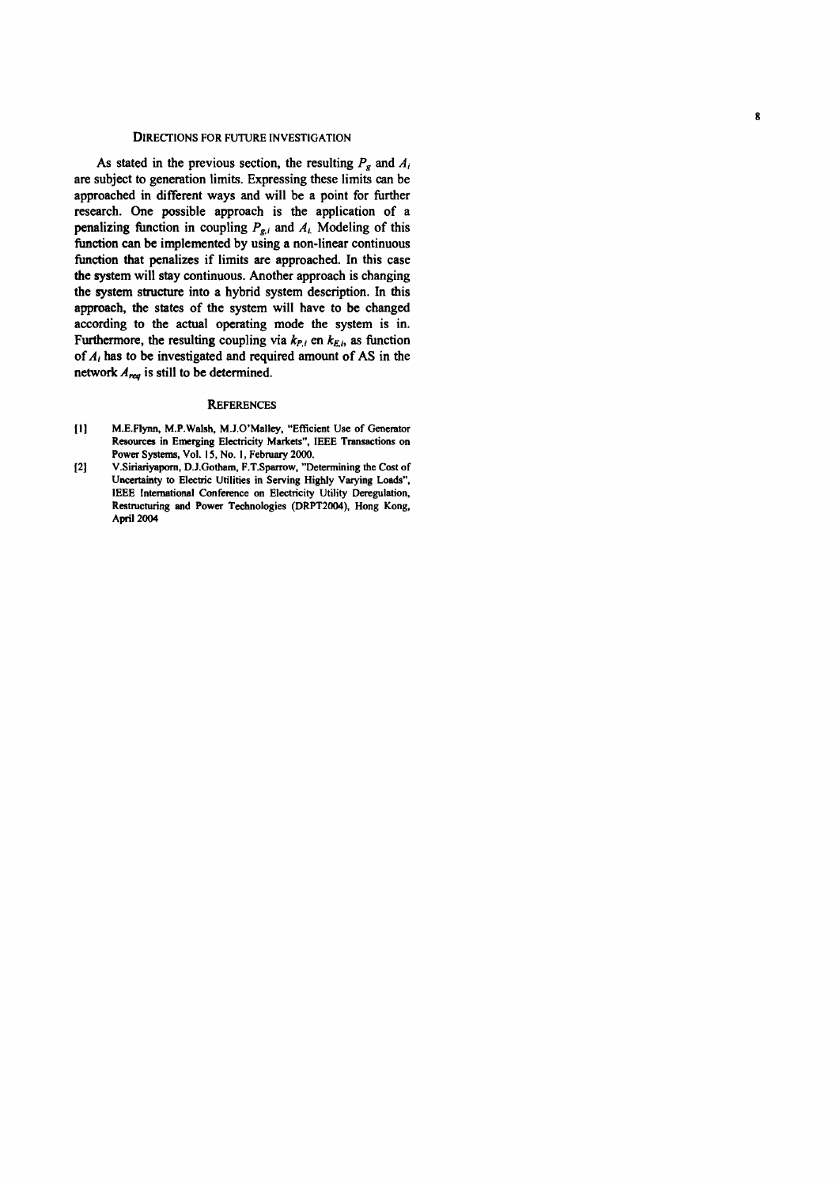## DIRECTIONS FOR FUTURE INVESTIGATION

As stated in the previous section, the resulting $P_g$ and $A_i$ are subject to generation limits. Expressing these limits can be approached in different ways and will be a point for further research. One possible approach is the application of a penalizing function in coupling $P_{g,i}$ and $A_i$. Modeling of this function can be implemented by using a non-linear continuous function that penalizes if limits are approached. In this case the system will stay continuous. Another approach is changing the system structure into a hybrid system description. In this approach, the states of the system will have to be changed according to the actual operating mode the system is in. Furthermore, the resulting coupling via $k_{P,i}$ en $k_{E,i}$, as function of $A_i$ has to be investigated and required amount of AS in the network $A_{req}$ is still to be determined.

## REFERENCES

[1] M.E.Flynn, M.P.Walsh, M.J.O'Malley, "Efficient Use of Generator Resources in Emerging Electricity Markets", IEEE Transactions on Power Systems, Vol. 15, No. 1, February 2000.

[2] V.Siriariyaporn, D.J.Gotham, F.T.Sparrow, "Determining the Cost of Uncertainty to Electric Utilities in Serving Highly Varying Loads", IEEE International Conference on Electricity Utility Deregulation, Restructuring and Power Technologies (DRPT2004), Hong Kong, April 2004